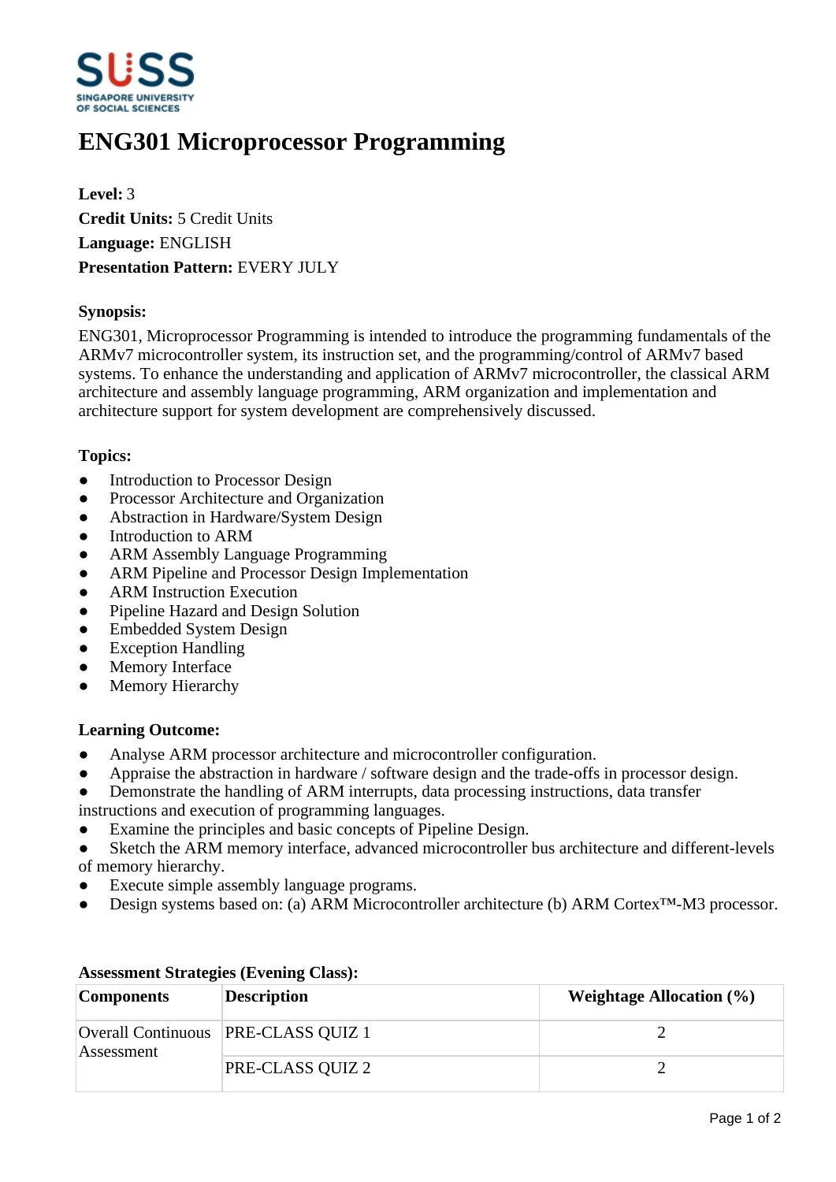# ENG301 Microprocessor Programming

**Level:** 3
**Credit Units:** 5 Credit Units
**Language:** ENGLISH
**Presentation Pattern:** EVERY JULY

**Synopsis:**

ENG301, Microprocessor Programming is intended to introduce the programming fundamentals of the ARMv7 microcontroller system, its instruction set, and the programming/control of ARMv7 based systems. To enhance the understanding and application of ARMv7 microcontroller, the classical ARM architecture and assembly language programming, ARM organization and implementation and architecture support for system development are comprehensively discussed.

**Topics:**

- Introduction to Processor Design
- Processor Architecture and Organization
- Abstraction in Hardware/System Design
- Introduction to ARM
- ARM Assembly Language Programming
- ARM Pipeline and Processor Design Implementation
- ARM Instruction Execution
- Pipeline Hazard and Design Solution
- Embedded System Design
- Exception Handling
- Memory Interface
- Memory Hierarchy

**Learning Outcome:**

- Analyse ARM processor architecture and microcontroller configuration.
- Appraise the abstraction in hardware / software design and the trade-offs in processor design.
- Demonstrate the handling of ARM interrupts, data processing instructions, data transfer instructions and execution of programming languages.
- Examine the principles and basic concepts of Pipeline Design.
- Sketch the ARM memory interface, advanced microcontroller bus architecture and different-levels of memory hierarchy.
- Execute simple assembly language programs.
- Design systems based on: (a) ARM Microcontroller architecture (b) ARM Cortex™-M3 processor.

**Assessment Strategies (Evening Class):**

| Components | Description | Weightage Allocation (%) |
|---|---|---|
| Overall Continuous Assessment | PRE-CLASS QUIZ 1 | 2 |
| | PRE-CLASS QUIZ 2 | 2 |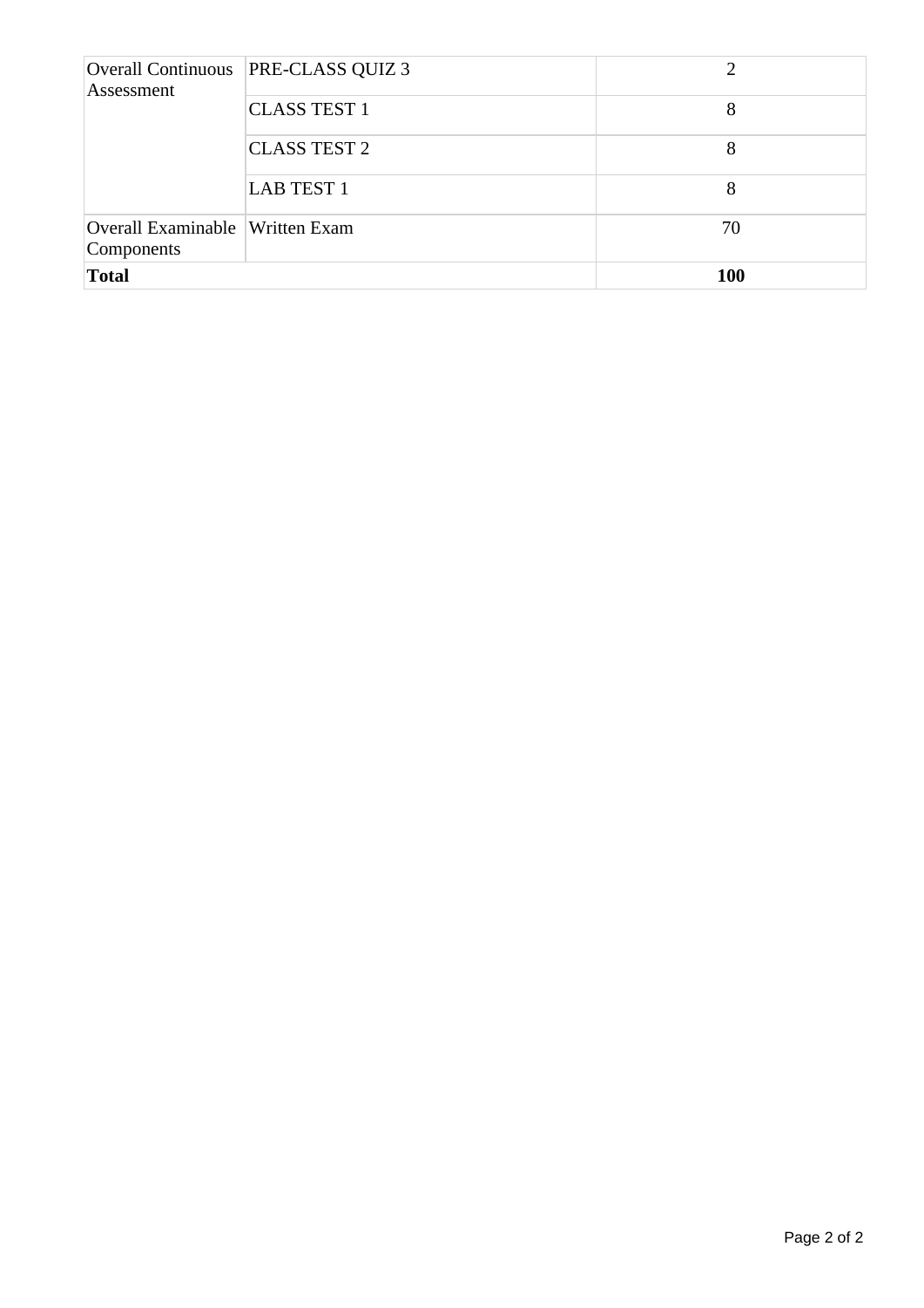| | | |
|---|---|---|
| Overall Continuous Assessment | PRE-CLASS QUIZ 3 | 2 |
| | CLASS TEST 1 | 8 |
| | CLASS TEST 2 | 8 |
| | LAB TEST 1 | 8 |
| Overall Examinable Components | Written Exam | 70 |
| **Total** | | **100** |